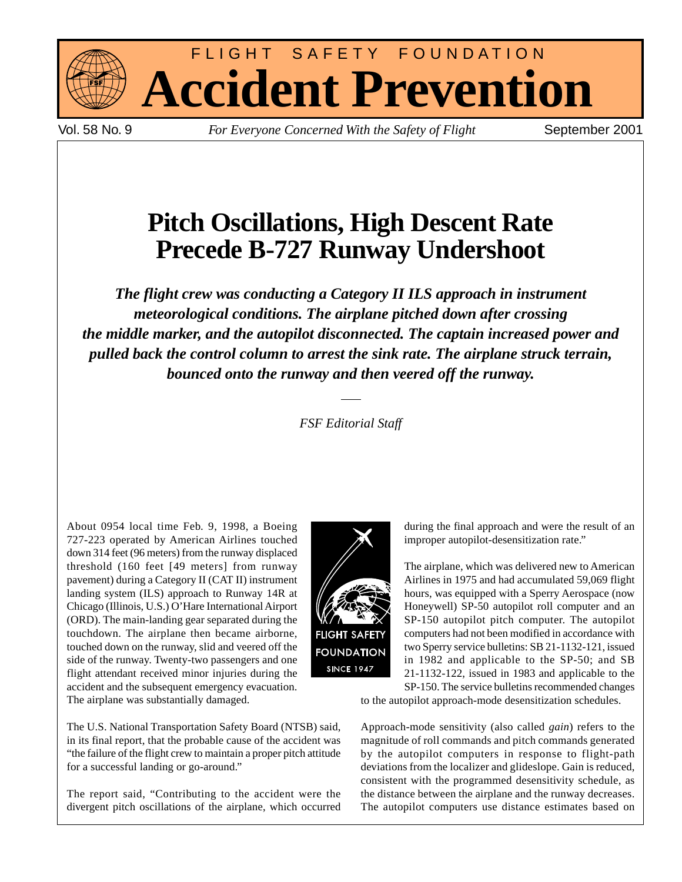FLIGHT SAFETY FOUNDATION

# Accident Prevention

Vol. 58 No. 9 — *For Everyone Concerned With the Safety of Flight* — September 2001

## Pitch Oscillations, High Descent Rate Precede B-727 Runway Undershoot

***The flight crew was conducting a Category II ILS approach in instrument meteorological conditions. The airplane pitched down after crossing the middle marker, and the autopilot disconnected. The captain increased power and pulled back the control column to arrest the sink rate. The airplane struck terrain, bounced onto the runway and then veered off the runway.***

*FSF Editorial Staff*

About 0954 local time Feb. 9, 1998, a Boeing 727-223 operated by American Airlines touched down 314 feet (96 meters) from the runway displaced threshold (160 feet [49 meters] from runway pavement) during a Category II (CAT II) instrument landing system (ILS) approach to Runway 14R at Chicago (Illinois, U.S.) O'Hare International Airport (ORD). The main-landing gear separated during the touchdown. The airplane then became airborne, touched down on the runway, slid and veered off the side of the runway. Twenty-two passengers and one flight attendant received minor injuries during the accident and the subsequent emergency evacuation. The airplane was substantially damaged.

The U.S. National Transportation Safety Board (NTSB) said, in its final report, that the probable cause of the accident was "the failure of the flight crew to maintain a proper pitch attitude for a successful landing or go-around."

The report said, "Contributing to the accident were the divergent pitch oscillations of the airplane, which occurred during the final approach and were the result of an improper autopilot-desensitization rate."

The airplane, which was delivered new to American Airlines in 1975 and had accumulated 59,069 flight hours, was equipped with a Sperry Aerospace (now Honeywell) SP-50 autopilot roll computer and an SP-150 autopilot pitch computer. The autopilot computers had not been modified in accordance with two Sperry service bulletins: SB 21-1132-121, issued in 1982 and applicable to the SP-50; and SB 21-1132-122, issued in 1983 and applicable to the SP-150. The service bulletins recommended changes to the autopilot approach-mode desensitization schedules.

Approach-mode sensitivity (also called *gain*) refers to the magnitude of roll commands and pitch commands generated by the autopilot computers in response to flight-path deviations from the localizer and glideslope. Gain is reduced, consistent with the programmed desensitivity schedule, as the distance between the airplane and the runway decreases. The autopilot computers use distance estimates based on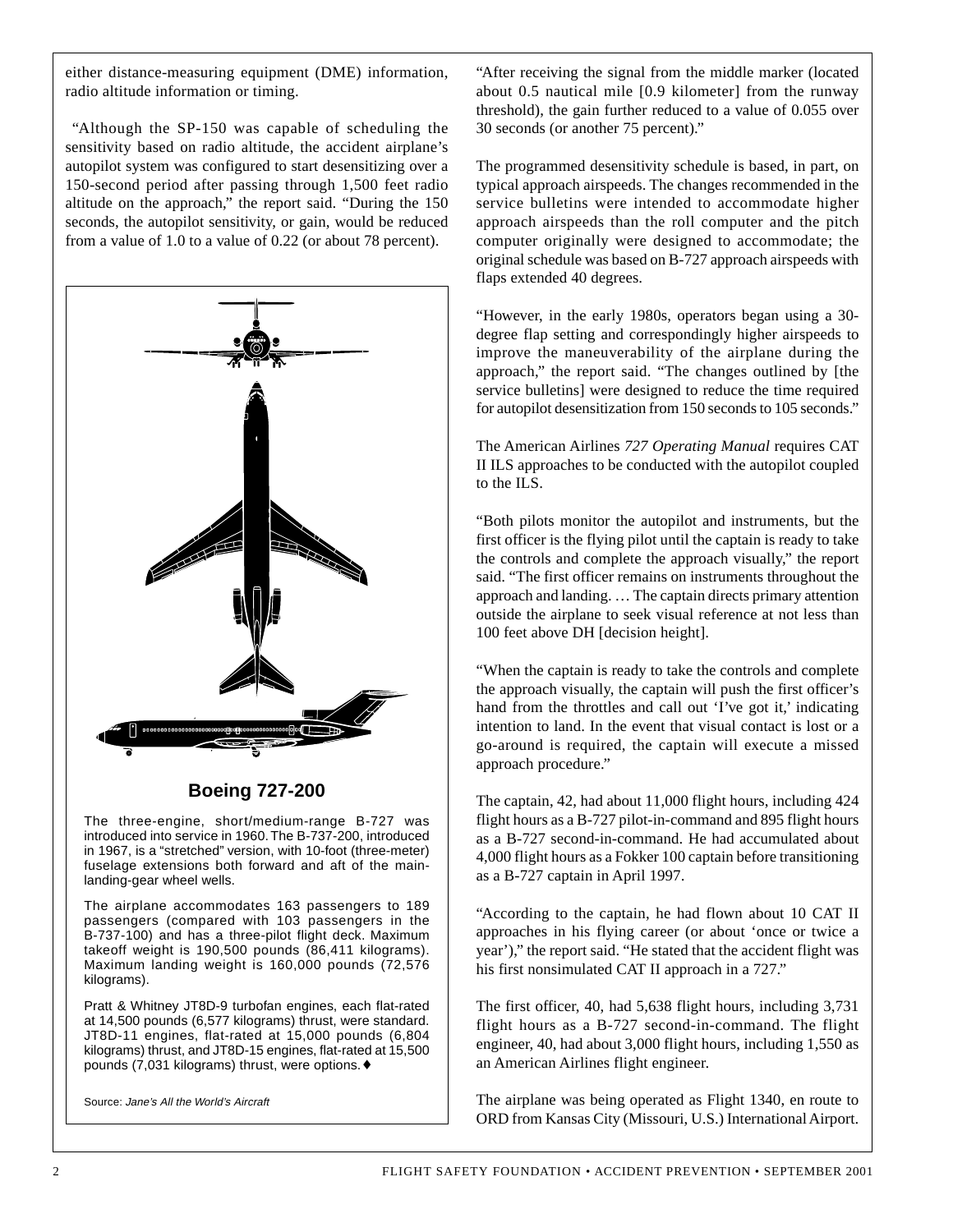either distance-measuring equipment (DME) information, radio altitude information or timing.

"Although the SP-150 was capable of scheduling the sensitivity based on radio altitude, the accident airplane's autopilot system was configured to start desensitizing over a 150-second period after passing through 1,500 feet radio altitude on the approach," the report said. "During the 150 seconds, the autopilot sensitivity, or gain, would be reduced from a value of 1.0 to a value of 0.22 (or about 78 percent).

**Boeing 727-200**

The three-engine, short/medium-range B-727 was introduced into service in 1960. The B-737-200, introduced in 1967, is a "stretched" version, with 10-foot (three-meter) fuselage extensions both forward and aft of the main-landing-gear wheel wells.

The airplane accommodates 163 passengers to 189 passengers (compared with 103 passengers in the B-737-100) and has a three-pilot flight deck. Maximum takeoff weight is 190,500 pounds (86,411 kilograms). Maximum landing weight is 160,000 pounds (72,576 kilograms).

Pratt & Whitney JT8D-9 turbofan engines, each flat-rated at 14,500 pounds (6,577 kilograms) thrust, were standard. JT8D-11 engines, flat-rated at 15,000 pounds (6,804 kilograms) thrust, and JT8D-15 engines, flat-rated at 15,500 pounds (7,031 kilograms) thrust, were options.♦

Source: *Jane's All the World's Aircraft*

"After receiving the signal from the middle marker (located about 0.5 nautical mile [0.9 kilometer] from the runway threshold), the gain further reduced to a value of 0.055 over 30 seconds (or another 75 percent)."

The programmed desensitivity schedule is based, in part, on typical approach airspeeds. The changes recommended in the service bulletins were intended to accommodate higher approach airspeeds than the roll computer and the pitch computer originally were designed to accommodate; the original schedule was based on B-727 approach airspeeds with flaps extended 40 degrees.

"However, in the early 1980s, operators began using a 30-degree flap setting and correspondingly higher airspeeds to improve the maneuverability of the airplane during the approach," the report said. "The changes outlined by [the service bulletins] were designed to reduce the time required for autopilot desensitization from 150 seconds to 105 seconds."

The American Airlines *727 Operating Manual* requires CAT II ILS approaches to be conducted with the autopilot coupled to the ILS.

"Both pilots monitor the autopilot and instruments, but the first officer is the flying pilot until the captain is ready to take the controls and complete the approach visually," the report said. "The first officer remains on instruments throughout the approach and landing. … The captain directs primary attention outside the airplane to seek visual reference at not less than 100 feet above DH [decision height].

"When the captain is ready to take the controls and complete the approach visually, the captain will push the first officer's hand from the throttles and call out 'I've got it,' indicating intention to land. In the event that visual contact is lost or a go-around is required, the captain will execute a missed approach procedure."

The captain, 42, had about 11,000 flight hours, including 424 flight hours as a B-727 pilot-in-command and 895 flight hours as a B-727 second-in-command. He had accumulated about 4,000 flight hours as a Fokker 100 captain before transitioning as a B-727 captain in April 1997.

"According to the captain, he had flown about 10 CAT II approaches in his flying career (or about 'once or twice a year')," the report said. "He stated that the accident flight was his first nonsimulated CAT II approach in a 727."

The first officer, 40, had 5,638 flight hours, including 3,731 flight hours as a B-727 second-in-command. The flight engineer, 40, had about 3,000 flight hours, including 1,550 as an American Airlines flight engineer.

The airplane was being operated as Flight 1340, en route to ORD from Kansas City (Missouri, U.S.) International Airport.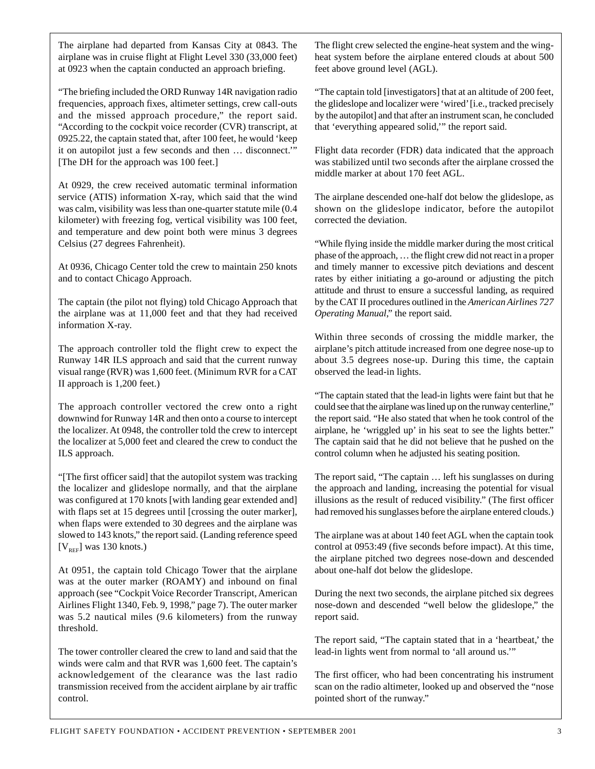The airplane had departed from Kansas City at 0843. The airplane was in cruise flight at Flight Level 330 (33,000 feet) at 0923 when the captain conducted an approach briefing.

"The briefing included the ORD Runway 14R navigation radio frequencies, approach fixes, altimeter settings, crew call-outs and the missed approach procedure," the report said. "According to the cockpit voice recorder (CVR) transcript, at 0925.22, the captain stated that, after 100 feet, he would 'keep it on autopilot just a few seconds and then … disconnect.'" [The DH for the approach was 100 feet.]

At 0929, the crew received automatic terminal information service (ATIS) information X-ray, which said that the wind was calm, visibility was less than one-quarter statute mile (0.4 kilometer) with freezing fog, vertical visibility was 100 feet, and temperature and dew point both were minus 3 degrees Celsius (27 degrees Fahrenheit).

At 0936, Chicago Center told the crew to maintain 250 knots and to contact Chicago Approach.

The captain (the pilot not flying) told Chicago Approach that the airplane was at 11,000 feet and that they had received information X-ray.

The approach controller told the flight crew to expect the Runway 14R ILS approach and said that the current runway visual range (RVR) was 1,600 feet. (Minimum RVR for a CAT II approach is 1,200 feet.)

The approach controller vectored the crew onto a right downwind for Runway 14R and then onto a course to intercept the localizer. At 0948, the controller told the crew to intercept the localizer at 5,000 feet and cleared the crew to conduct the ILS approach.

"[The first officer said] that the autopilot system was tracking the localizer and glideslope normally, and that the airplane was configured at 170 knots [with landing gear extended and] with flaps set at 15 degrees until [crossing the outer marker], when flaps were extended to 30 degrees and the airplane was slowed to 143 knots," the report said. (Landing reference speed [$V_{REF}$] was 130 knots.)

At 0951, the captain told Chicago Tower that the airplane was at the outer marker (ROAMY) and inbound on final approach (see "Cockpit Voice Recorder Transcript, American Airlines Flight 1340, Feb. 9, 1998," page 7). The outer marker was 5.2 nautical miles (9.6 kilometers) from the runway threshold.

The tower controller cleared the crew to land and said that the winds were calm and that RVR was 1,600 feet. The captain's acknowledgement of the clearance was the last radio transmission received from the accident airplane by air traffic control.

The flight crew selected the engine-heat system and the wing-heat system before the airplane entered clouds at about 500 feet above ground level (AGL).

"The captain told [investigators] that at an altitude of 200 feet, the glideslope and localizer were 'wired' [i.e., tracked precisely by the autopilot] and that after an instrument scan, he concluded that 'everything appeared solid,'" the report said.

Flight data recorder (FDR) data indicated that the approach was stabilized until two seconds after the airplane crossed the middle marker at about 170 feet AGL.

The airplane descended one-half dot below the glideslope, as shown on the glideslope indicator, before the autopilot corrected the deviation.

"While flying inside the middle marker during the most critical phase of the approach, … the flight crew did not react in a proper and timely manner to excessive pitch deviations and descent rates by either initiating a go-around or adjusting the pitch attitude and thrust to ensure a successful landing, as required by the CAT II procedures outlined in the *American Airlines 727 Operating Manual*," the report said.

Within three seconds of crossing the middle marker, the airplane's pitch attitude increased from one degree nose-up to about 3.5 degrees nose-up. During this time, the captain observed the lead-in lights.

"The captain stated that the lead-in lights were faint but that he could see that the airplane was lined up on the runway centerline," the report said. "He also stated that when he took control of the airplane, he 'wriggled up' in his seat to see the lights better." The captain said that he did not believe that he pushed on the control column when he adjusted his seating position.

The report said, "The captain … left his sunglasses on during the approach and landing, increasing the potential for visual illusions as the result of reduced visibility." (The first officer had removed his sunglasses before the airplane entered clouds.)

The airplane was at about 140 feet AGL when the captain took control at 0953:49 (five seconds before impact). At this time, the airplane pitched two degrees nose-down and descended about one-half dot below the glideslope.

During the next two seconds, the airplane pitched six degrees nose-down and descended "well below the glideslope," the report said.

The report said, "The captain stated that in a 'heartbeat,' the lead-in lights went from normal to 'all around us.'"

The first officer, who had been concentrating his instrument scan on the radio altimeter, looked up and observed the "nose pointed short of the runway."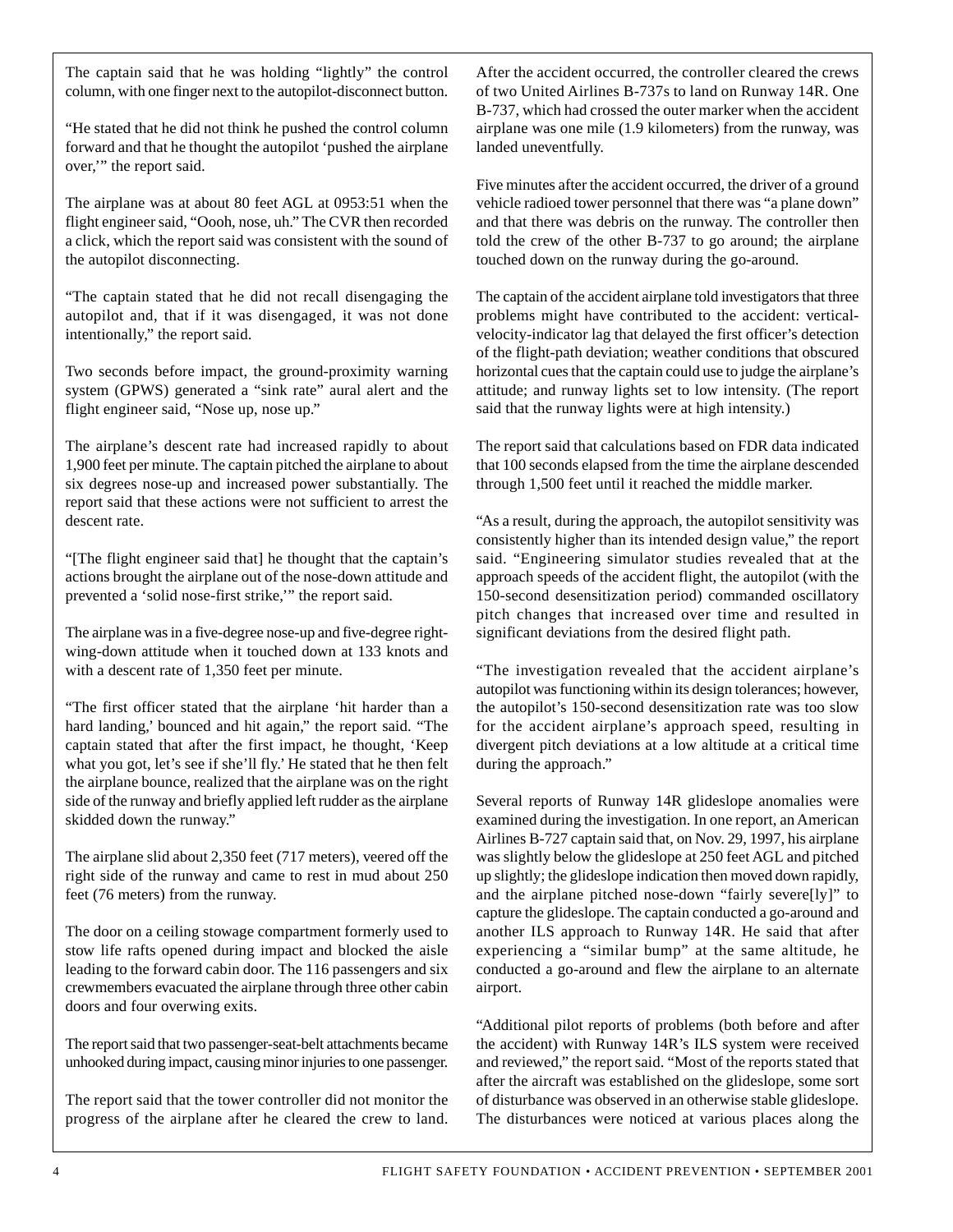The captain said that he was holding "lightly" the control column, with one finger next to the autopilot-disconnect button.

"He stated that he did not think he pushed the control column forward and that he thought the autopilot 'pushed the airplane over,'" the report said.

The airplane was at about 80 feet AGL at 0953:51 when the flight engineer said, "Oooh, nose, uh." The CVR then recorded a click, which the report said was consistent with the sound of the autopilot disconnecting.

"The captain stated that he did not recall disengaging the autopilot and, that if it was disengaged, it was not done intentionally," the report said.

Two seconds before impact, the ground-proximity warning system (GPWS) generated a "sink rate" aural alert and the flight engineer said, "Nose up, nose up."

The airplane's descent rate had increased rapidly to about 1,900 feet per minute. The captain pitched the airplane to about six degrees nose-up and increased power substantially. The report said that these actions were not sufficient to arrest the descent rate.

"[The flight engineer said that] he thought that the captain's actions brought the airplane out of the nose-down attitude and prevented a 'solid nose-first strike,'" the report said.

The airplane was in a five-degree nose-up and five-degree right-wing-down attitude when it touched down at 133 knots and with a descent rate of 1,350 feet per minute.

"The first officer stated that the airplane 'hit harder than a hard landing,' bounced and hit again," the report said. "The captain stated that after the first impact, he thought, 'Keep what you got, let's see if she'll fly.' He stated that he then felt the airplane bounce, realized that the airplane was on the right side of the runway and briefly applied left rudder as the airplane skidded down the runway."

The airplane slid about 2,350 feet (717 meters), veered off the right side of the runway and came to rest in mud about 250 feet (76 meters) from the runway.

The door on a ceiling stowage compartment formerly used to stow life rafts opened during impact and blocked the aisle leading to the forward cabin door. The 116 passengers and six crewmembers evacuated the airplane through three other cabin doors and four overwing exits.

The report said that two passenger-seat-belt attachments became unhooked during impact, causing minor injuries to one passenger.

The report said that the tower controller did not monitor the progress of the airplane after he cleared the crew to land. After the accident occurred, the controller cleared the crews of two United Airlines B-737s to land on Runway 14R. One B-737, which had crossed the outer marker when the accident airplane was one mile (1.9 kilometers) from the runway, was landed uneventfully.

Five minutes after the accident occurred, the driver of a ground vehicle radioed tower personnel that there was "a plane down" and that there was debris on the runway. The controller then told the crew of the other B-737 to go around; the airplane touched down on the runway during the go-around.

The captain of the accident airplane told investigators that three problems might have contributed to the accident: vertical-velocity-indicator lag that delayed the first officer's detection of the flight-path deviation; weather conditions that obscured horizontal cues that the captain could use to judge the airplane's attitude; and runway lights set to low intensity. (The report said that the runway lights were at high intensity.)

The report said that calculations based on FDR data indicated that 100 seconds elapsed from the time the airplane descended through 1,500 feet until it reached the middle marker.

"As a result, during the approach, the autopilot sensitivity was consistently higher than its intended design value," the report said. "Engineering simulator studies revealed that at the approach speeds of the accident flight, the autopilot (with the 150-second desensitization period) commanded oscillatory pitch changes that increased over time and resulted in significant deviations from the desired flight path.

"The investigation revealed that the accident airplane's autopilot was functioning within its design tolerances; however, the autopilot's 150-second desensitization rate was too slow for the accident airplane's approach speed, resulting in divergent pitch deviations at a low altitude at a critical time during the approach."

Several reports of Runway 14R glideslope anomalies were examined during the investigation. In one report, an American Airlines B-727 captain said that, on Nov. 29, 1997, his airplane was slightly below the glideslope at 250 feet AGL and pitched up slightly; the glideslope indication then moved down rapidly, and the airplane pitched nose-down "fairly severe[ly]" to capture the glideslope. The captain conducted a go-around and another ILS approach to Runway 14R. He said that after experiencing a "similar bump" at the same altitude, he conducted a go-around and flew the airplane to an alternate airport.

"Additional pilot reports of problems (both before and after the accident) with Runway 14R's ILS system were received and reviewed," the report said. "Most of the reports stated that after the aircraft was established on the glideslope, some sort of disturbance was observed in an otherwise stable glideslope. The disturbances were noticed at various places along the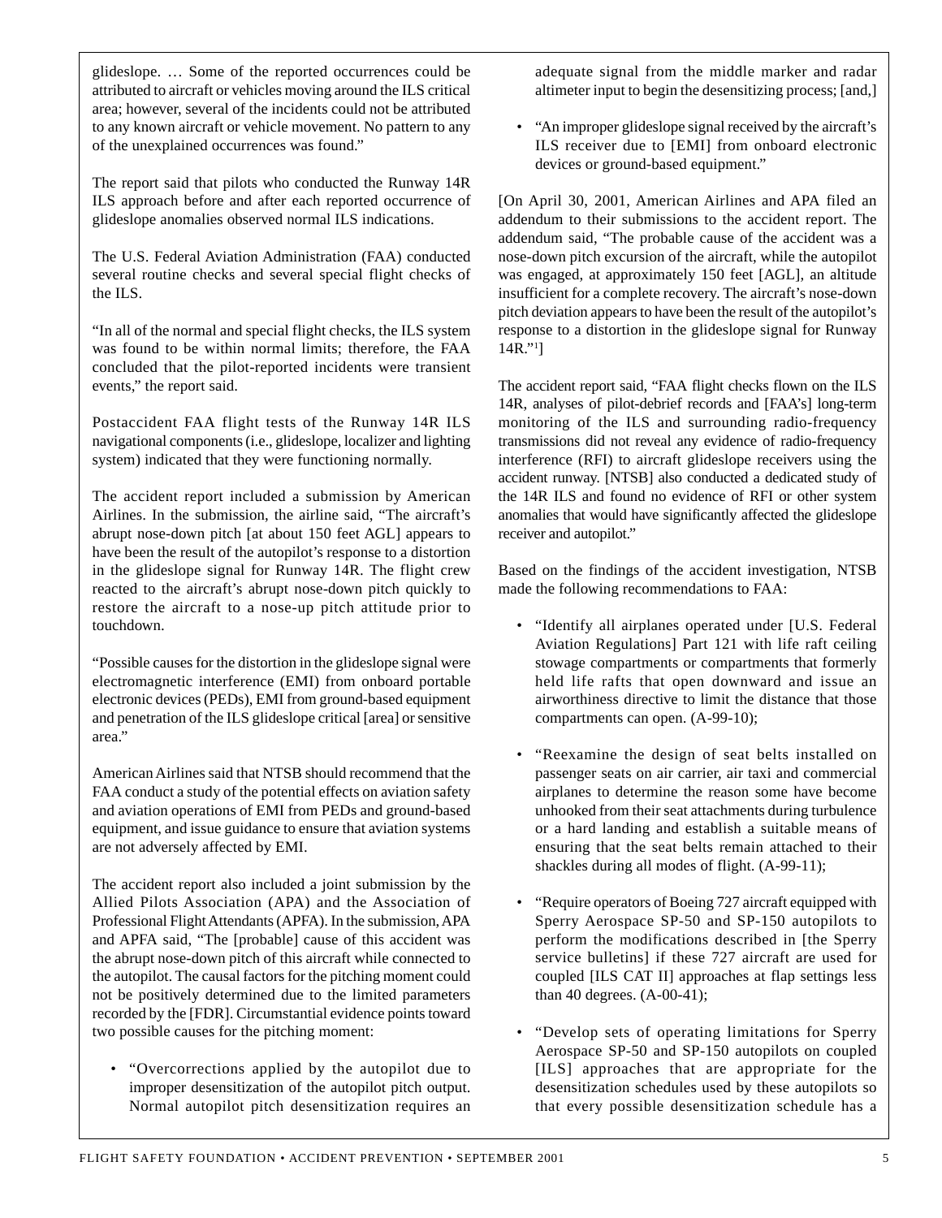glideslope. … Some of the reported occurrences could be attributed to aircraft or vehicles moving around the ILS critical area; however, several of the incidents could not be attributed to any known aircraft or vehicle movement. No pattern to any of the unexplained occurrences was found."

The report said that pilots who conducted the Runway 14R ILS approach before and after each reported occurrence of glideslope anomalies observed normal ILS indications.

The U.S. Federal Aviation Administration (FAA) conducted several routine checks and several special flight checks of the ILS.

"In all of the normal and special flight checks, the ILS system was found to be within normal limits; therefore, the FAA concluded that the pilot-reported incidents were transient events," the report said.

Postaccident FAA flight tests of the Runway 14R ILS navigational components (i.e., glideslope, localizer and lighting system) indicated that they were functioning normally.

The accident report included a submission by American Airlines. In the submission, the airline said, "The aircraft's abrupt nose-down pitch [at about 150 feet AGL] appears to have been the result of the autopilot's response to a distortion in the glideslope signal for Runway 14R. The flight crew reacted to the aircraft's abrupt nose-down pitch quickly to restore the aircraft to a nose-up pitch attitude prior to touchdown.

"Possible causes for the distortion in the glideslope signal were electromagnetic interference (EMI) from onboard portable electronic devices (PEDs), EMI from ground-based equipment and penetration of the ILS glideslope critical [area] or sensitive area."

American Airlines said that NTSB should recommend that the FAA conduct a study of the potential effects on aviation safety and aviation operations of EMI from PEDs and ground-based equipment, and issue guidance to ensure that aviation systems are not adversely affected by EMI.

The accident report also included a joint submission by the Allied Pilots Association (APA) and the Association of Professional Flight Attendants (APFA). In the submission, APA and APFA said, "The [probable] cause of this accident was the abrupt nose-down pitch of this aircraft while connected to the autopilot. The causal factors for the pitching moment could not be positively determined due to the limited parameters recorded by the [FDR]. Circumstantial evidence points toward two possible causes for the pitching moment:

- "Overcorrections applied by the autopilot due to improper desensitization of the autopilot pitch output. Normal autopilot pitch desensitization requires an adequate signal from the middle marker and radar altimeter input to begin the desensitizing process; [and,]
- "An improper glideslope signal received by the aircraft's ILS receiver due to [EMI] from onboard electronic devices or ground-based equipment."

[On April 30, 2001, American Airlines and APA filed an addendum to their submissions to the accident report. The addendum said, "The probable cause of the accident was a nose-down pitch excursion of the aircraft, while the autopilot was engaged, at approximately 150 feet [AGL], an altitude insufficient for a complete recovery. The aircraft's nose-down pitch deviation appears to have been the result of the autopilot's response to a distortion in the glideslope signal for Runway 14R."[1]]

The accident report said, "FAA flight checks flown on the ILS 14R, analyses of pilot-debrief records and [FAA's] long-term monitoring of the ILS and surrounding radio-frequency transmissions did not reveal any evidence of radio-frequency interference (RFI) to aircraft glideslope receivers using the accident runway. [NTSB] also conducted a dedicated study of the 14R ILS and found no evidence of RFI or other system anomalies that would have significantly affected the glideslope receiver and autopilot."

Based on the findings of the accident investigation, NTSB made the following recommendations to FAA:

- "Identify all airplanes operated under [U.S. Federal Aviation Regulations] Part 121 with life raft ceiling stowage compartments or compartments that formerly held life rafts that open downward and issue an airworthiness directive to limit the distance that those compartments can open. (A-99-10);
- "Reexamine the design of seat belts installed on passenger seats on air carrier, air taxi and commercial airplanes to determine the reason some have become unhooked from their seat attachments during turbulence or a hard landing and establish a suitable means of ensuring that the seat belts remain attached to their shackles during all modes of flight. (A-99-11);
- "Require operators of Boeing 727 aircraft equipped with Sperry Aerospace SP-50 and SP-150 autopilots to perform the modifications described in [the Sperry service bulletins] if these 727 aircraft are used for coupled [ILS CAT II] approaches at flap settings less than 40 degrees. (A-00-41);
- "Develop sets of operating limitations for Sperry Aerospace SP-50 and SP-150 autopilots on coupled [ILS] approaches that are appropriate for the desensitization schedules used by these autopilots so that every possible desensitization schedule has a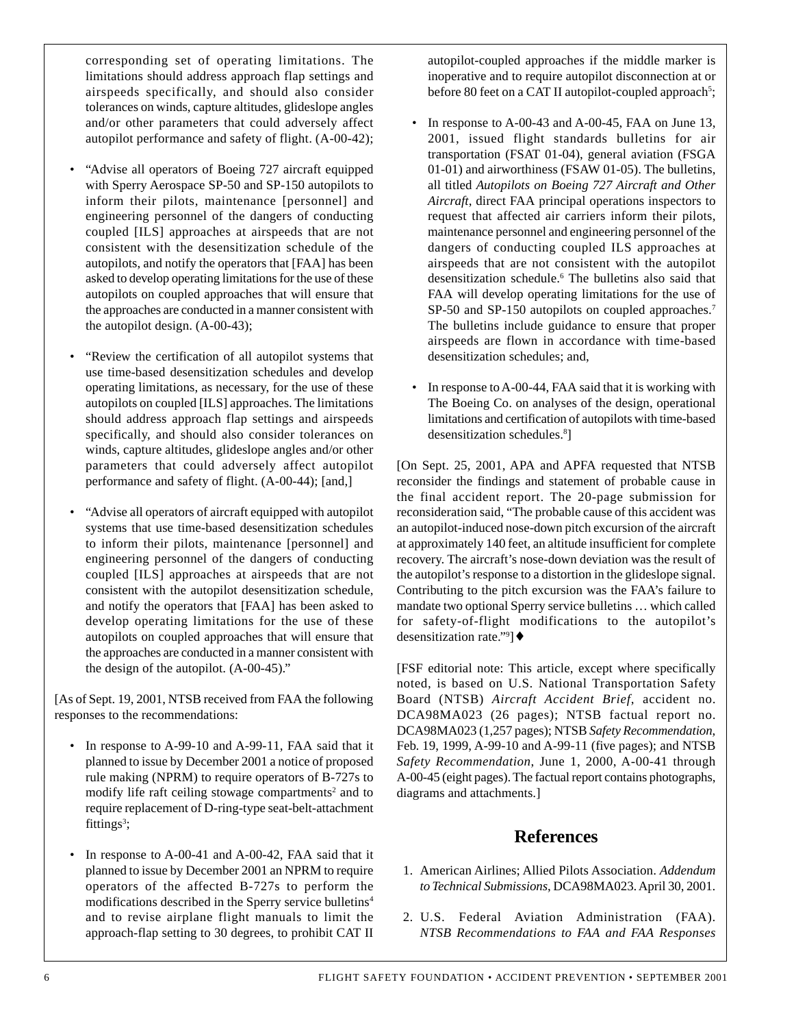corresponding set of operating limitations. The limitations should address approach flap settings and airspeeds specifically, and should also consider tolerances on winds, capture altitudes, glideslope angles and/or other parameters that could adversely affect autopilot performance and safety of flight. (A-00-42);

- "Advise all operators of Boeing 727 aircraft equipped with Sperry Aerospace SP-50 and SP-150 autopilots to inform their pilots, maintenance [personnel] and engineering personnel of the dangers of conducting coupled [ILS] approaches at airspeeds that are not consistent with the desensitization schedule of the autopilots, and notify the operators that [FAA] has been asked to develop operating limitations for the use of these autopilots on coupled approaches that will ensure that the approaches are conducted in a manner consistent with the autopilot design. (A-00-43);

- "Review the certification of all autopilot systems that use time-based desensitization schedules and develop operating limitations, as necessary, for the use of these autopilots on coupled [ILS] approaches. The limitations should address approach flap settings and airspeeds specifically, and should also consider tolerances on winds, capture altitudes, glideslope angles and/or other parameters that could adversely affect autopilot performance and safety of flight. (A-00-44); [and,]

- "Advise all operators of aircraft equipped with autopilot systems that use time-based desensitization schedules to inform their pilots, maintenance [personnel] and engineering personnel of the dangers of conducting coupled [ILS] approaches at airspeeds that are not consistent with the autopilot desensitization schedule, and notify the operators that [FAA] has been asked to develop operating limitations for the use of these autopilots on coupled approaches that will ensure that the approaches are conducted in a manner consistent with the design of the autopilot. (A-00-45)."

[As of Sept. 19, 2001, NTSB received from FAA the following responses to the recommendations:

- In response to A-99-10 and A-99-11, FAA said that it planned to issue by December 2001 a notice of proposed rule making (NPRM) to require operators of B-727s to modify life raft ceiling stowage compartments[2] and to require replacement of D-ring-type seat-belt-attachment fittings[3];

- In response to A-00-41 and A-00-42, FAA said that it planned to issue by December 2001 an NPRM to require operators of the affected B-727s to perform the modifications described in the Sperry service bulletins[4] and to revise airplane flight manuals to limit the approach-flap setting to 30 degrees, to prohibit CAT II autopilot-coupled approaches if the middle marker is inoperative and to require autopilot disconnection at or before 80 feet on a CAT II autopilot-coupled approach[5];

- In response to A-00-43 and A-00-45, FAA on June 13, 2001, issued flight standards bulletins for air transportation (FSAT 01-04), general aviation (FSGA 01-01) and airworthiness (FSAW 01-05). The bulletins, all titled *Autopilots on Boeing 727 Aircraft and Other Aircraft*, direct FAA principal operations inspectors to request that affected air carriers inform their pilots, maintenance personnel and engineering personnel of the dangers of conducting coupled ILS approaches at airspeeds that are not consistent with the autopilot desensitization schedule.[6] The bulletins also said that FAA will develop operating limitations for the use of SP-50 and SP-150 autopilots on coupled approaches.[7] The bulletins include guidance to ensure that proper airspeeds are flown in accordance with time-based desensitization schedules; and,

- In response to A-00-44, FAA said that it is working with The Boeing Co. on analyses of the design, operational limitations and certification of autopilots with time-based desensitization schedules.[8]]

[On Sept. 25, 2001, APA and APFA requested that NTSB reconsider the findings and statement of probable cause in the final accident report. The 20-page submission for reconsideration said, "The probable cause of this accident was an autopilot-induced nose-down pitch excursion of the aircraft at approximately 140 feet, an altitude insufficient for complete recovery. The aircraft's nose-down deviation was the result of the autopilot's response to a distortion in the glideslope signal. Contributing to the pitch excursion was the FAA's failure to mandate two optional Sperry service bulletins … which called for safety-of-flight modifications to the autopilot's desensitization rate."[9]] ♦

[FSF editorial note: This article, except where specifically noted, is based on U.S. National Transportation Safety Board (NTSB) *Aircraft Accident Brief*, accident no. DCA98MA023 (26 pages); NTSB factual report no. DCA98MA023 (1,257 pages); NTSB *Safety Recommendation*, Feb. 19, 1999, A-99-10 and A-99-11 (five pages); and NTSB *Safety Recommendation*, June 1, 2000, A-00-41 through A-00-45 (eight pages). The factual report contains photographs, diagrams and attachments.]

## References

1. American Airlines; Allied Pilots Association. *Addendum to Technical Submissions*, DCA98MA023. April 30, 2001.

2. U.S. Federal Aviation Administration (FAA). *NTSB Recommendations to FAA and FAA Responses*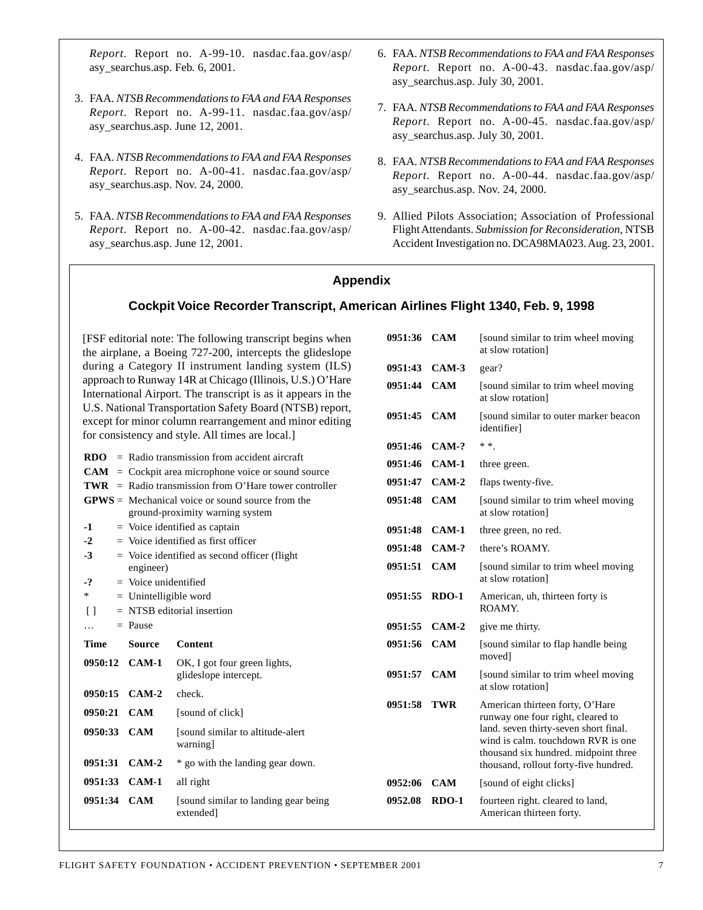*Report*. Report no. A-99-10. nasdac.faa.gov/asp/asy_searchus.asp. Feb. 6, 2001.

3. FAA. *NTSB Recommendations to FAA and FAA Responses Report*. Report no. A-99-11. nasdac.faa.gov/asp/asy_searchus.asp. June 12, 2001.

4. FAA. *NTSB Recommendations to FAA and FAA Responses Report*. Report no. A-00-41. nasdac.faa.gov/asp/asy_searchus.asp. Nov. 24, 2000.

5. FAA. *NTSB Recommendations to FAA and FAA Responses Report*. Report no. A-00-42. nasdac.faa.gov/asp/asy_searchus.asp. June 12, 2001.

6. FAA. *NTSB Recommendations to FAA and FAA Responses Report*. Report no. A-00-43. nasdac.faa.gov/asp/asy_searchus.asp. July 30, 2001.

7. FAA. *NTSB Recommendations to FAA and FAA Responses Report*. Report no. A-00-45. nasdac.faa.gov/asp/asy_searchus.asp. July 30, 2001.

8. FAA. *NTSB Recommendations to FAA and FAA Responses Report*. Report no. A-00-44. nasdac.faa.gov/asp/asy_searchus.asp. Nov. 24, 2000.

9. Allied Pilots Association; Association of Professional Flight Attendants. *Submission for Reconsideration*, NTSB Accident Investigation no. DCA98MA023. Aug. 23, 2001.

## Appendix

### Cockpit Voice Recorder Transcript, American Airlines Flight 1340, Feb. 9, 1998

[FSF editorial note: The following transcript begins when the airplane, a Boeing 727-200, intercepts the glideslope during a Category II instrument landing system (ILS) approach to Runway 14R at Chicago (Illinois, U.S.) O'Hare International Airport. The transcript is as it appears in the U.S. National Transportation Safety Board (NTSB) report, except for minor column rearrangement and minor editing for consistency and style. All times are local.]

**RDO** = Radio transmission from accident aircraft
**CAM** = Cockpit area microphone voice or sound source
**TWR** = Radio transmission from O'Hare tower controller
**GPWS** = Mechanical voice or sound source from the ground-proximity warning system
**-1** = Voice identified as captain
**-2** = Voice identified as first officer
**-3** = Voice identified as second officer (flight engineer)
**-?** = Voice unidentified
\* = Unintelligible word
[ ] = NTSB editorial insertion
… = Pause

| Time | Source | Content |
|---|---|---|
| 0950:12 | CAM-1 | OK, I got four green lights, glideslope intercept. |
| 0950:15 | CAM-2 | check. |
| 0950:21 | CAM | [sound of click] |
| 0950:33 | CAM | [sound similar to altitude-alert warning] |
| 0951:31 | CAM-2 | * go with the landing gear down. |
| 0951:33 | CAM-1 | all right |
| 0951:34 | CAM | [sound similar to landing gear being extended] |
| 0951:36 | CAM | [sound similar to trim wheel moving at slow rotation] |
| 0951:43 | CAM-3 | gear? |
| 0951:44 | CAM | [sound similar to trim wheel moving at slow rotation] |
| 0951:45 | CAM | [sound similar to outer marker beacon identifier] |
| 0951:46 | CAM-? | * *. |
| 0951:46 | CAM-1 | three green. |
| 0951:47 | CAM-2 | flaps twenty-five. |
| 0951:48 | CAM | [sound similar to trim wheel moving at slow rotation] |
| 0951:48 | CAM-1 | three green, no red. |
| 0951:48 | CAM-? | there's ROAMY. |
| 0951:51 | CAM | [sound similar to trim wheel moving at slow rotation] |
| 0951:55 | RDO-1 | American, uh, thirteen forty is ROAMY. |
| 0951:55 | CAM-2 | give me thirty. |
| 0951:56 | CAM | [sound similar to flap handle being moved] |
| 0951:57 | CAM | [sound similar to trim wheel moving at slow rotation] |
| 0951:58 | TWR | American thirteen forty, O'Hare runway one four right, cleared to land. seven thirty-seven short final. wind is calm. touchdown RVR is one thousand six hundred. midpoint three thousand, rollout forty-five hundred. |
| 0952:06 | CAM | [sound of eight clicks] |
| 0952.08 | RDO-1 | fourteen right. cleared to land, American thirteen forty. |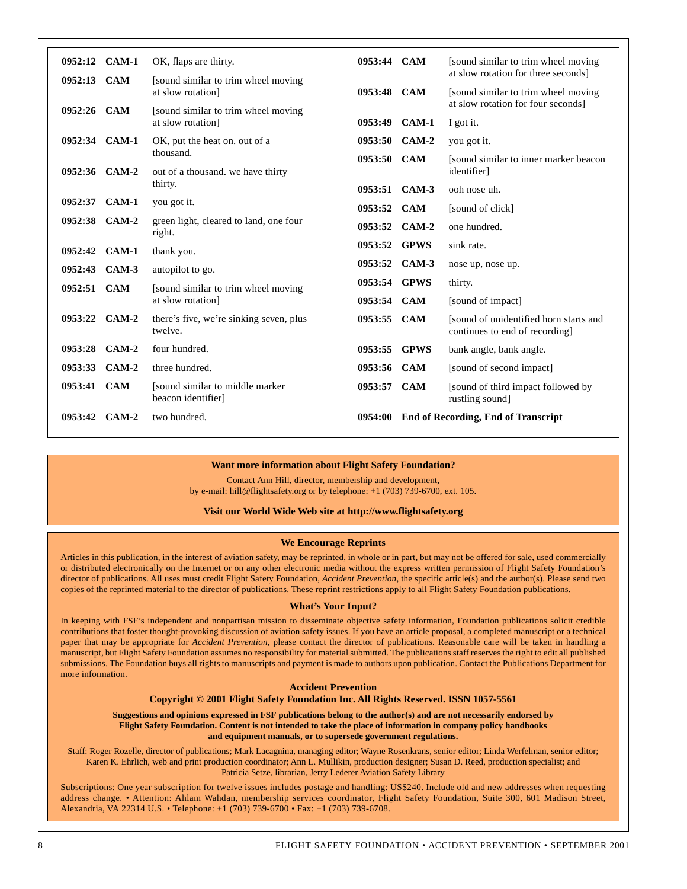| | | |
|---|---|---|
| 0952:12 | CAM-1 | OK, flaps are thirty. |
| 0952:13 | CAM | [sound similar to trim wheel moving at slow rotation] |
| 0952:26 | CAM | [sound similar to trim wheel moving at slow rotation] |
| 0952:34 | CAM-1 | OK, put the heat on. out of a thousand. |
| 0952:36 | CAM-2 | out of a thousand. we have thirty thirty. |
| 0952:37 | CAM-1 | you got it. |
| 0952:38 | CAM-2 | green light, cleared to land, one four right. |
| 0952:42 | CAM-1 | thank you. |
| 0952:43 | CAM-3 | autopilot to go. |
| 0952:51 | CAM | [sound similar to trim wheel moving at slow rotation] |
| 0953:22 | CAM-2 | there's five, we're sinking seven, plus twelve. |
| 0953:28 | CAM-2 | four hundred. |
| 0953:33 | CAM-2 | three hundred. |
| 0953:41 | CAM | [sound similar to middle marker beacon identifier] |
| 0953:42 | CAM-2 | two hundred. |
| 0953:44 | CAM | [sound similar to trim wheel moving at slow rotation for three seconds] |
| 0953:48 | CAM | [sound similar to trim wheel moving at slow rotation for four seconds] |
| 0953:49 | CAM-1 | I got it. |
| 0953:50 | CAM-2 | you got it. |
| 0953:50 | CAM | [sound similar to inner marker beacon identifier] |
| 0953:51 | CAM-3 | ooh nose uh. |
| 0953:52 | CAM | [sound of click] |
| 0953:52 | CAM-2 | one hundred. |
| 0953:52 | GPWS | sink rate. |
| 0953:52 | CAM-3 | nose up, nose up. |
| 0953:54 | GPWS | thirty. |
| 0953:54 | CAM | [sound of impact] |
| 0953:55 | CAM | [sound of unidentified horn starts and continues to end of recording] |
| 0953:55 | GPWS | bank angle, bank angle. |
| 0953:56 | CAM | [sound of second impact] |
| 0953:57 | CAM | [sound of third impact followed by rustling sound] |
| 0954:00 | **End of Recording, End of Transcript** | |

**Want more information about Flight Safety Foundation?**

Contact Ann Hill, director, membership and development,
by e-mail: hill@flightsafety.org or by telephone: +1 (703) 739-6700, ext. 105.

**Visit our World Wide Web site at http://www.flightsafety.org**

**We Encourage Reprints**

Articles in this publication, in the interest of aviation safety, may be reprinted, in whole or in part, but may not be offered for sale, used commercially or distributed electronically on the Internet or on any other electronic media without the express written permission of Flight Safety Foundation's director of publications. All uses must credit Flight Safety Foundation, *Accident Prevention*, the specific article(s) and the author(s). Please send two copies of the reprinted material to the director of publications. These reprint restrictions apply to all Flight Safety Foundation publications.

**What's Your Input?**

In keeping with FSF's independent and nonpartisan mission to disseminate objective safety information, Foundation publications solicit credible contributions that foster thought-provoking discussion of aviation safety issues. If you have an article proposal, a completed manuscript or a technical paper that may be appropriate for *Accident Prevention*, please contact the director of publications. Reasonable care will be taken in handling a manuscript, but Flight Safety Foundation assumes no responsibility for material submitted. The publications staff reserves the right to edit all published submissions. The Foundation buys all rights to manuscripts and payment is made to authors upon publication. Contact the Publications Department for more information.

**Accident Prevention**
**Copyright © 2001 Flight Safety Foundation Inc. All Rights Reserved. ISSN 1057-5561**

**Suggestions and opinions expressed in FSF publications belong to the author(s) and are not necessarily endorsed by Flight Safety Foundation. Content is not intended to take the place of information in company policy handbooks and equipment manuals, or to supersede government regulations.**

Staff: Roger Rozelle, director of publications; Mark Lacagnina, managing editor; Wayne Rosenkrans, senior editor; Linda Werfelman, senior editor; Karen K. Ehrlich, web and print production coordinator; Ann L. Mullikin, production designer; Susan D. Reed, production specialist; and Patricia Setze, librarian, Jerry Lederer Aviation Safety Library

Subscriptions: One year subscription for twelve issues includes postage and handling: US$240. Include old and new addresses when requesting address change. • Attention: Ahlam Wahdan, membership services coordinator, Flight Safety Foundation, Suite 300, 601 Madison Street, Alexandria, VA 22314 U.S. • Telephone: +1 (703) 739-6700 • Fax: +1 (703) 739-6708.